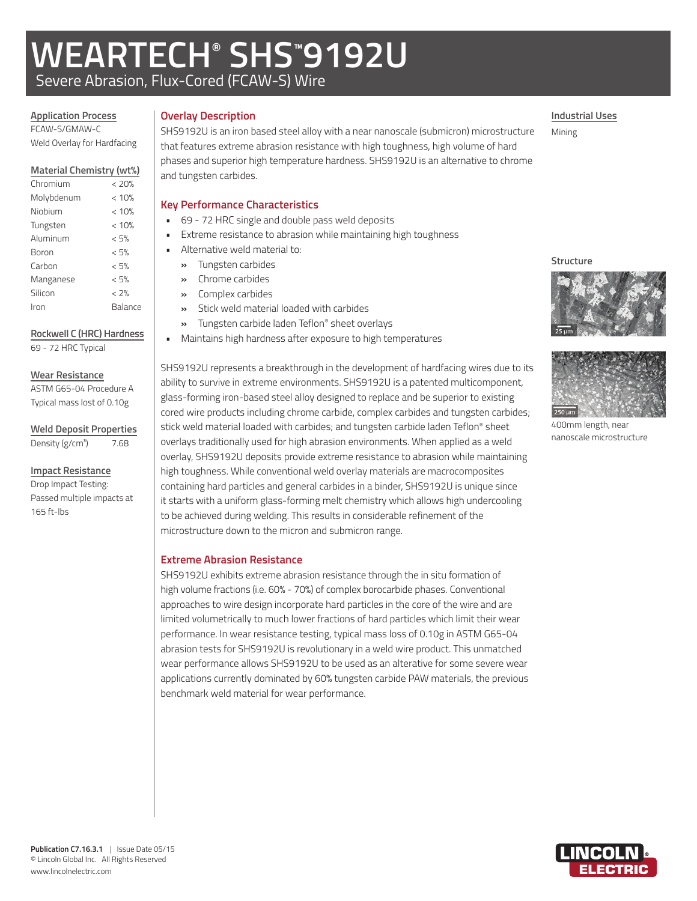# WEARTECH® SHS™9192U

Severe Abrasion, Flux-Cored (FCAW-S) Wire

## Application Process

FCAW-S/GMAW-C

Weld Overlay for Hardfacing

## Material Chemistry (wt%)

| Element | wt% |
|---|---|
| Chromium | < 20% |
| Molybdenum | < 10% |
| Niobium | < 10% |
| Tungsten | < 10% |
| Aluminum | < 5% |
| Boron | < 5% |
| Carbon | < 5% |
| Manganese | < 5% |
| Silicon | < 2% |
| Iron | Balance |

## Rockwell C (HRC) Hardness

69 - 72 HRC Typical

## Wear Resistance

ASTM G65-04 Procedure A

Typical mass lost of 0.10g

## Weld Deposit Properties

Density (g/cm³) 7.68

## Impact Resistance

Drop Impact Testing:

Passed multiple impacts at 165 ft-lbs

## Overlay Description

SHS9192U is an iron based steel alloy with a near nanoscale (submicron) microstructure that features extreme abrasion resistance with high toughness, high volume of hard phases and superior high temperature hardness. SHS9192U is an alternative to chrome and tungsten carbides.

## Key Performance Characteristics

- 69 - 72 HRC single and double pass weld deposits
- Extreme resistance to abrasion while maintaining high toughness
- Alternative weld material to:
  - Tungsten carbides
  - Chrome carbides
  - Complex carbides
  - Stick weld material loaded with carbides
  - Tungsten carbide laden Teflon® sheet overlays
- Maintains high hardness after exposure to high temperatures

SHS9192U represents a breakthrough in the development of hardfacing wires due to its ability to survive in extreme environments. SHS9192U is a patented multicomponent, glass-forming iron-based steel alloy designed to replace and be superior to existing cored wire products including chrome carbide, complex carbides and tungsten carbides; stick weld material loaded with carbides; and tungsten carbide laden Teflon® sheet overlays traditionally used for high abrasion environments. When applied as a weld overlay, SHS9192U deposits provide extreme resistance to abrasion while maintaining high toughness. While conventional weld overlay materials are macrocomposites containing hard particles and general carbides in a binder, SHS9192U is unique since it starts with a uniform glass-forming melt chemistry which allows high undercooling to be achieved during welding. This results in considerable refinement of the microstructure down to the micron and submicron range.

## Extreme Abrasion Resistance

SHS9192U exhibits extreme abrasion resistance through the in situ formation of high volume fractions (i.e. 60% - 70%) of complex borocarbide phases. Conventional approaches to wire design incorporate hard particles in the core of the wire and are limited volumetrically to much lower fractions of hard particles which limit their wear performance. In wear resistance testing, typical mass loss of 0.10g in ASTM G65-04 abrasion tests for SHS9192U is revolutionary in a weld wire product. This unmatched wear performance allows SHS9192U to be used as an alterative for some severe wear applications currently dominated by 60% tungsten carbide PAW materials, the previous benchmark weld material for wear performance.

## Industrial Uses

Mining

## Structure

25 µm

250 µm

400mm length, near nanoscale microstructure

**Publication C7.16.3.1** | Issue Date 05/15

© Lincoln Global Inc. All Rights Reserved

www.lincolnelectric.com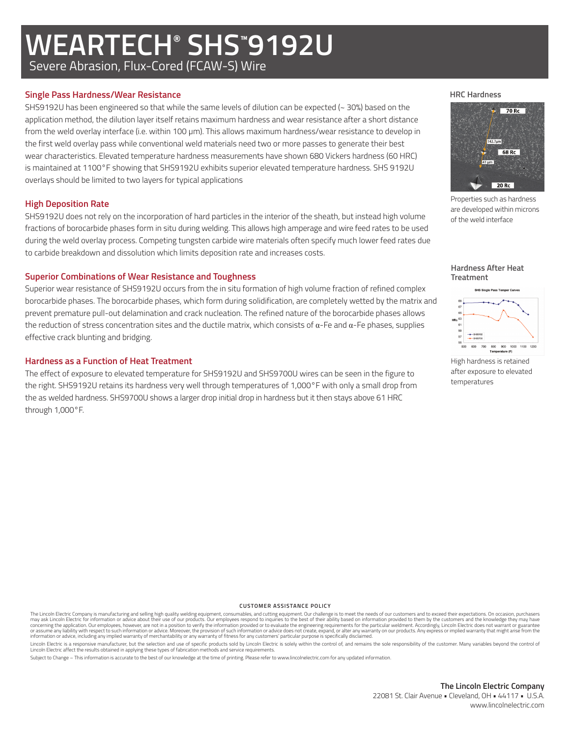# WEARTECH® SHS™9192U

Severe Abrasion, Flux-Cored (FCAW-S) Wire

### Single Pass Hardness/Wear Resistance

SHS9192U has been engineered so that while the same levels of dilution can be expected (~ 30%) based on the application method, the dilution layer itself retains maximum hardness and wear resistance after a short distance from the weld overlay interface (i.e. within 100 μm). This allows maximum hardness/wear resistance to develop in the first weld overlay pass while conventional weld materials need two or more passes to generate their best wear characteristics. Elevated temperature hardness measurements have shown 680 Vickers hardness (60 HRC) is maintained at 1100°F showing that SHS9192U exhibits superior elevated temperature hardness. SHS 9192U overlays should be limited to two layers for typical applications

### High Deposition Rate

SHS9192U does not rely on the incorporation of hard particles in the interior of the sheath, but instead high volume fractions of borocarbide phases form in situ during welding. This allows high amperage and wire feed rates to be used during the weld overlay process. Competing tungsten carbide wire materials often specify much lower feed rates due to carbide breakdown and dissolution which limits deposition rate and increases costs.

### Superior Combinations of Wear Resistance and Toughness

Superior wear resistance of SHS9192U occurs from the in situ formation of high volume fraction of refined complex borocarbide phases. The borocarbide phases, which form during solidification, are completely wetted by the matrix and prevent premature pull-out delamination and crack nucleation. The refined nature of the borocarbide phases allows the reduction of stress concentration sites and the ductile matrix, which consists of α-Fe and α-Fe phases, supplies effective crack blunting and bridging.

### Hardness as a Function of Heat Treatment

The effect of exposure to elevated temperature for SHS9192U and SHS9700U wires can be seen in the figure to the right. SHS9192U retains its hardness very well through temperatures of 1,000°F with only a small drop from the as welded hardness. SHS9700U shows a larger drop initial drop in hardness but it then stays above 61 HRC through 1,000°F.

### HRC Hardness

70 Rc
142.7μm
68 Rc
41 μm
20 Rc

Properties such as hardness are developed within microns of the weld interface

### Hardness After Heat Treatment

SHS Single Pass Temper Curves

HRc

69
67
65
63
61
59
57
55

500 600 700 800 900 1000 1100 1200

Temperature (F)

SHS9192
SHS9700

High hardness is retained after exposure to elevated temperatures

**CUSTOMER ASSISTANCE POLICY**

The Lincoln Electric Company is manufacturing and selling high quality welding equipment, consumables, and cutting equipment. Our challenge is to meet the needs of our customers and to exceed their expectations. On occasion, purchasers may ask Lincoln Electric for information or advice about their use of our products. Our employees respond to inquiries to the best of their ability based on information provided to them by the customers and the knowledge they may have concerning the application. Our employees, however, are not in a position to verify the information provided or to evaluate the engineering requirements for the particular weldment. Accordingly, Lincoln Electric does not warrant or guarantee or assume any liability with respect to such information or advice. Moreover, the provision of such information or advice does not create, expand, or alter any warranty on our products. Any express or implied warranty that might arise from the information or advice, including any implied warranty of merchantability or any warranty of fitness for any customers' particular purpose is specifically disclaimed.

Lincoln Electric is a responsive manufacturer, but the selection and use of specific products sold by Lincoln Electric is solely within the control of, and remains the sole responsibility of the customer. Many variables beyond the control of Lincoln Electric affect the results obtained in applying these types of fabrication methods and service requirements.

Subject to Change – This information is accurate to the best of our knowledge at the time of printing. Please refer to www.lincolnelectric.com for any updated information.

**The Lincoln Electric Company**
22081 St. Clair Avenue • Cleveland, OH • 44117 • U.S.A.
www.lincolnelectric.com